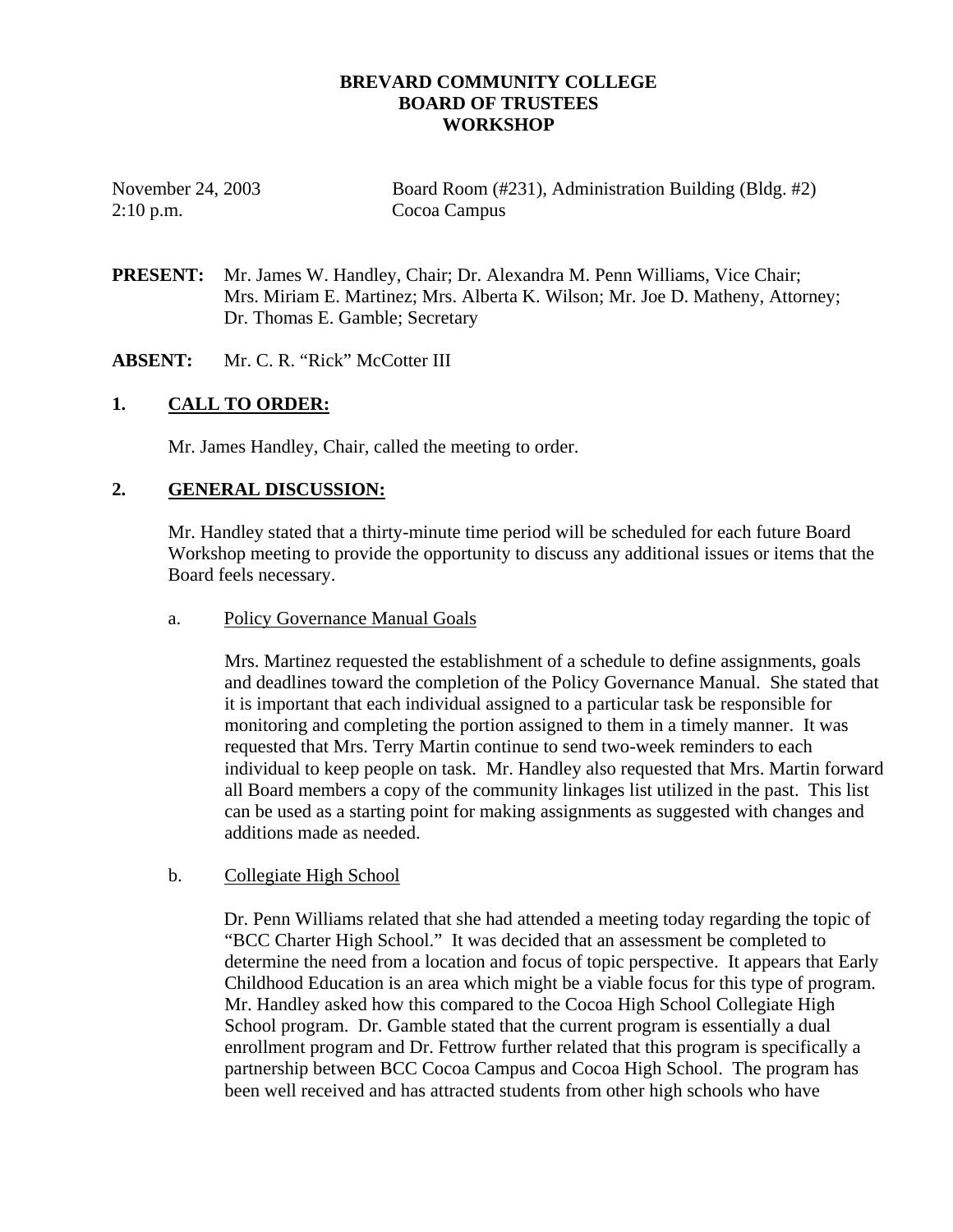# BREVARD COMMUNITY COLLEGE
# BOARD OF TRUSTEES
# WORKSHOP

November 24, 2003 Board Room (#231), Administration Building (Bldg. #2)
2:10 p.m. Cocoa Campus

**PRESENT:** Mr. James W. Handley, Chair; Dr. Alexandra M. Penn Williams, Vice Chair; Mrs. Miriam E. Martinez; Mrs. Alberta K. Wilson; Mr. Joe D. Matheny, Attorney; Dr. Thomas E. Gamble; Secretary

**ABSENT:** Mr. C. R. "Rick" McCotter III

## 1. CALL TO ORDER:

Mr. James Handley, Chair, called the meeting to order.

## 2. GENERAL DISCUSSION:

Mr. Handley stated that a thirty-minute time period will be scheduled for each future Board Workshop meeting to provide the opportunity to discuss any additional issues or items that the Board feels necessary.

### a. Policy Governance Manual Goals

Mrs. Martinez requested the establishment of a schedule to define assignments, goals and deadlines toward the completion of the Policy Governance Manual. She stated that it is important that each individual assigned to a particular task be responsible for monitoring and completing the portion assigned to them in a timely manner. It was requested that Mrs. Terry Martin continue to send two-week reminders to each individual to keep people on task. Mr. Handley also requested that Mrs. Martin forward all Board members a copy of the community linkages list utilized in the past. This list can be used as a starting point for making assignments as suggested with changes and additions made as needed.

### b. Collegiate High School

Dr. Penn Williams related that she had attended a meeting today regarding the topic of "BCC Charter High School." It was decided that an assessment be completed to determine the need from a location and focus of topic perspective. It appears that Early Childhood Education is an area which might be a viable focus for this type of program. Mr. Handley asked how this compared to the Cocoa High School Collegiate High School program. Dr. Gamble stated that the current program is essentially a dual enrollment program and Dr. Fettrow further related that this program is specifically a partnership between BCC Cocoa Campus and Cocoa High School. The program has been well received and has attracted students from other high schools who have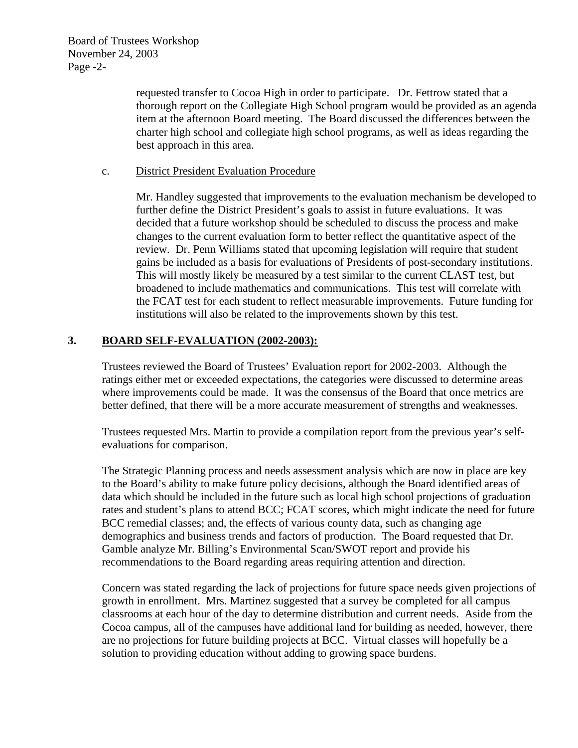requested transfer to Cocoa High in order to participate. Dr. Fettrow stated that a thorough report on the Collegiate High School program would be provided as an agenda item at the afternoon Board meeting. The Board discussed the differences between the charter high school and collegiate high school programs, as well as ideas regarding the best approach in this area.

c. District President Evaluation Procedure

Mr. Handley suggested that improvements to the evaluation mechanism be developed to further define the District President's goals to assist in future evaluations. It was decided that a future workshop should be scheduled to discuss the process and make changes to the current evaluation form to better reflect the quantitative aspect of the review. Dr. Penn Williams stated that upcoming legislation will require that student gains be included as a basis for evaluations of Presidents of post-secondary institutions. This will mostly likely be measured by a test similar to the current CLAST test, but broadened to include mathematics and communications. This test will correlate with the FCAT test for each student to reflect measurable improvements. Future funding for institutions will also be related to the improvements shown by this test.

## 3. BOARD SELF-EVALUATION (2002-2003):

Trustees reviewed the Board of Trustees' Evaluation report for 2002-2003. Although the ratings either met or exceeded expectations, the categories were discussed to determine areas where improvements could be made. It was the consensus of the Board that once metrics are better defined, that there will be a more accurate measurement of strengths and weaknesses.

Trustees requested Mrs. Martin to provide a compilation report from the previous year's self-evaluations for comparison.

The Strategic Planning process and needs assessment analysis which are now in place are key to the Board's ability to make future policy decisions, although the Board identified areas of data which should be included in the future such as local high school projections of graduation rates and student's plans to attend BCC; FCAT scores, which might indicate the need for future BCC remedial classes; and, the effects of various county data, such as changing age demographics and business trends and factors of production. The Board requested that Dr. Gamble analyze Mr. Billing's Environmental Scan/SWOT report and provide his recommendations to the Board regarding areas requiring attention and direction.

Concern was stated regarding the lack of projections for future space needs given projections of growth in enrollment. Mrs. Martinez suggested that a survey be completed for all campus classrooms at each hour of the day to determine distribution and current needs. Aside from the Cocoa campus, all of the campuses have additional land for building as needed, however, there are no projections for future building projects at BCC. Virtual classes will hopefully be a solution to providing education without adding to growing space burdens.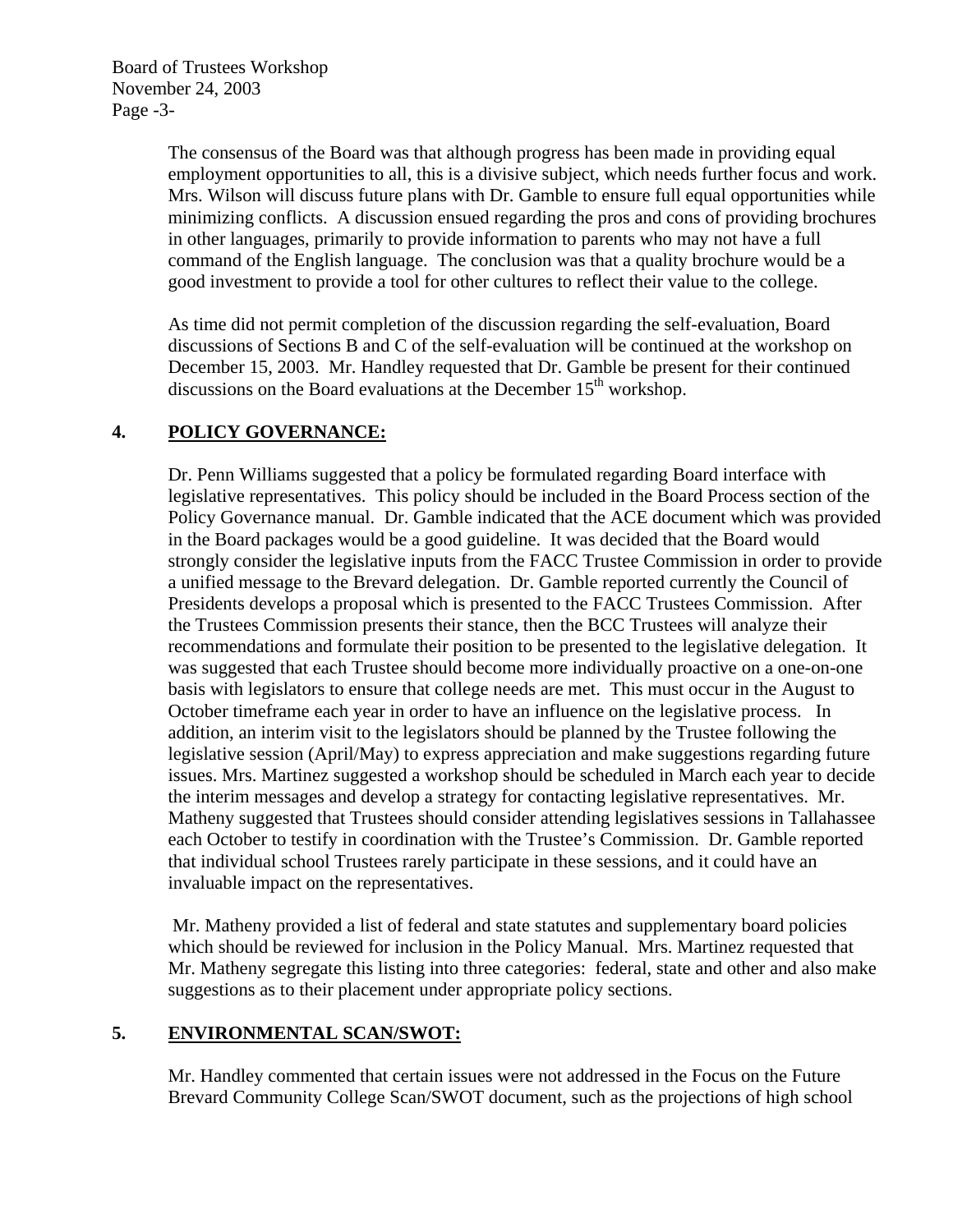The consensus of the Board was that although progress has been made in providing equal employment opportunities to all, this is a divisive subject, which needs further focus and work. Mrs. Wilson will discuss future plans with Dr. Gamble to ensure full equal opportunities while minimizing conflicts. A discussion ensued regarding the pros and cons of providing brochures in other languages, primarily to provide information to parents who may not have a full command of the English language. The conclusion was that a quality brochure would be a good investment to provide a tool for other cultures to reflect their value to the college.

As time did not permit completion of the discussion regarding the self-evaluation, Board discussions of Sections B and C of the self-evaluation will be continued at the workshop on December 15, 2003. Mr. Handley requested that Dr. Gamble be present for their continued discussions on the Board evaluations at the December 15th workshop.

## 4. POLICY GOVERNANCE:

Dr. Penn Williams suggested that a policy be formulated regarding Board interface with legislative representatives. This policy should be included in the Board Process section of the Policy Governance manual. Dr. Gamble indicated that the ACE document which was provided in the Board packages would be a good guideline. It was decided that the Board would strongly consider the legislative inputs from the FACC Trustee Commission in order to provide a unified message to the Brevard delegation. Dr. Gamble reported currently the Council of Presidents develops a proposal which is presented to the FACC Trustees Commission. After the Trustees Commission presents their stance, then the BCC Trustees will analyze their recommendations and formulate their position to be presented to the legislative delegation. It was suggested that each Trustee should become more individually proactive on a one-on-one basis with legislators to ensure that college needs are met. This must occur in the August to October timeframe each year in order to have an influence on the legislative process. In addition, an interim visit to the legislators should be planned by the Trustee following the legislative session (April/May) to express appreciation and make suggestions regarding future issues. Mrs. Martinez suggested a workshop should be scheduled in March each year to decide the interim messages and develop a strategy for contacting legislative representatives. Mr. Matheny suggested that Trustees should consider attending legislatives sessions in Tallahassee each October to testify in coordination with the Trustee's Commission. Dr. Gamble reported that individual school Trustees rarely participate in these sessions, and it could have an invaluable impact on the representatives.

Mr. Matheny provided a list of federal and state statutes and supplementary board policies which should be reviewed for inclusion in the Policy Manual. Mrs. Martinez requested that Mr. Matheny segregate this listing into three categories: federal, state and other and also make suggestions as to their placement under appropriate policy sections.

## 5. ENVIRONMENTAL SCAN/SWOT:

Mr. Handley commented that certain issues were not addressed in the Focus on the Future Brevard Community College Scan/SWOT document, such as the projections of high school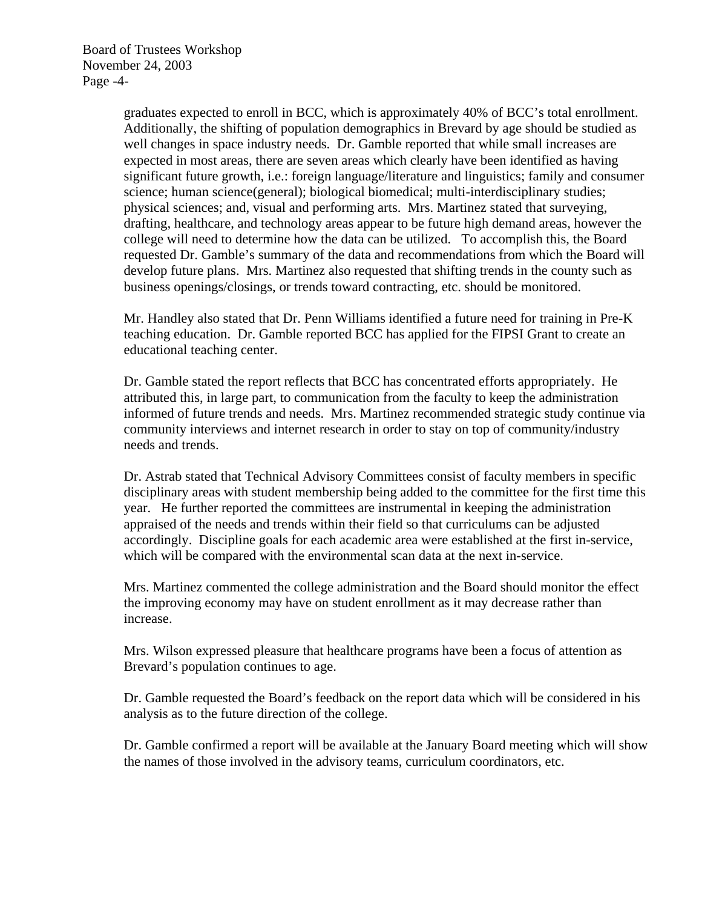graduates expected to enroll in BCC, which is approximately 40% of BCC's total enrollment. Additionally, the shifting of population demographics in Brevard by age should be studied as well changes in space industry needs. Dr. Gamble reported that while small increases are expected in most areas, there are seven areas which clearly have been identified as having significant future growth, i.e.: foreign language/literature and linguistics; family and consumer science; human science(general); biological biomedical; multi-interdisciplinary studies; physical sciences; and, visual and performing arts. Mrs. Martinez stated that surveying, drafting, healthcare, and technology areas appear to be future high demand areas, however the college will need to determine how the data can be utilized. To accomplish this, the Board requested Dr. Gamble's summary of the data and recommendations from which the Board will develop future plans. Mrs. Martinez also requested that shifting trends in the county such as business openings/closings, or trends toward contracting, etc. should be monitored.

Mr. Handley also stated that Dr. Penn Williams identified a future need for training in Pre-K teaching education. Dr. Gamble reported BCC has applied for the FIPSI Grant to create an educational teaching center.

Dr. Gamble stated the report reflects that BCC has concentrated efforts appropriately. He attributed this, in large part, to communication from the faculty to keep the administration informed of future trends and needs. Mrs. Martinez recommended strategic study continue via community interviews and internet research in order to stay on top of community/industry needs and trends.

Dr. Astrab stated that Technical Advisory Committees consist of faculty members in specific disciplinary areas with student membership being added to the committee for the first time this year. He further reported the committees are instrumental in keeping the administration appraised of the needs and trends within their field so that curriculums can be adjusted accordingly. Discipline goals for each academic area were established at the first in-service, which will be compared with the environmental scan data at the next in-service.

Mrs. Martinez commented the college administration and the Board should monitor the effect the improving economy may have on student enrollment as it may decrease rather than increase.

Mrs. Wilson expressed pleasure that healthcare programs have been a focus of attention as Brevard's population continues to age.

Dr. Gamble requested the Board's feedback on the report data which will be considered in his analysis as to the future direction of the college.

Dr. Gamble confirmed a report will be available at the January Board meeting which will show the names of those involved in the advisory teams, curriculum coordinators, etc.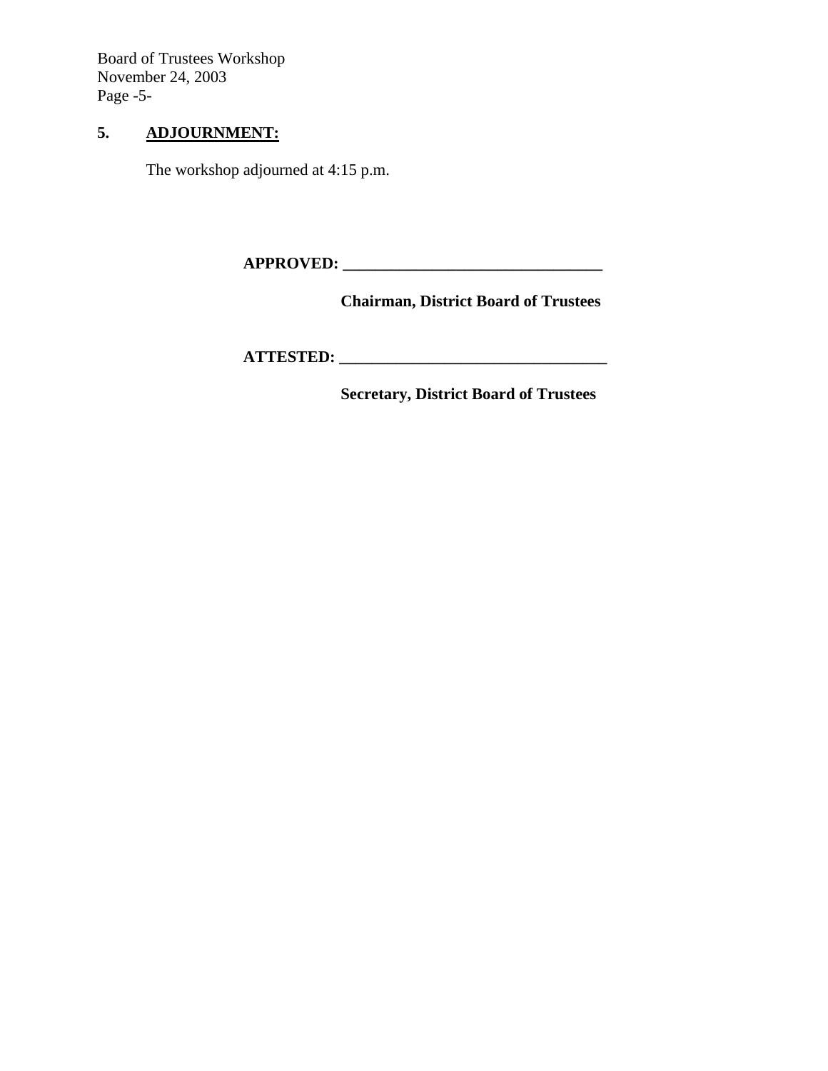## 5. ADJOURNMENT:

The workshop adjourned at 4:15 p.m.

**APPROVED: \_\_\_\_\_\_\_\_\_\_\_\_\_\_\_\_\_\_\_\_\_\_\_\_\_\_\_\_\_\_\_\_**

**Chairman, District Board of Trustees**

**ATTESTED: \_\_\_\_\_\_\_\_\_\_\_\_\_\_\_\_\_\_\_\_\_\_\_\_\_\_\_\_\_\_\_\_\_**

**Secretary, District Board of Trustees**